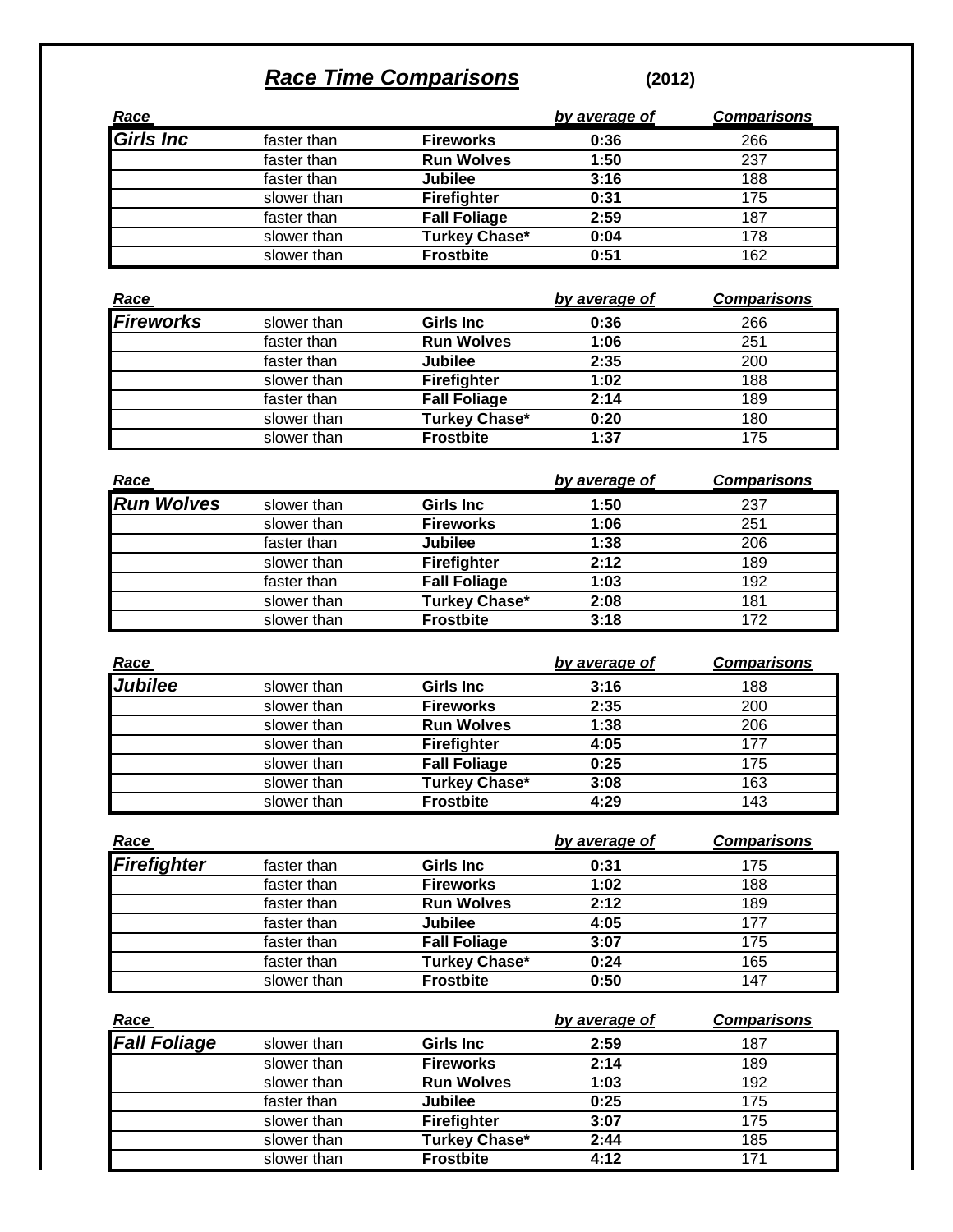# *Race Time Comparisons* (2012)

| Race | | | by average of | Comparisons |
|---|---|---|---|---|
| ***Girls Inc*** | faster than | **Fireworks** | **0:36** | 266 |
| | faster than | **Run Wolves** | **1:50** | 237 |
| | faster than | **Jubilee** | **3:16** | 188 |
| | slower than | **Firefighter** | **0:31** | 175 |
| | faster than | **Fall Foliage** | **2:59** | 187 |
| | slower than | **Turkey Chase*** | **0:04** | 178 |
| | slower than | **Frostbite** | **0:51** | 162 |

| Race | | | by average of | Comparisons |
|---|---|---|---|---|
| ***Fireworks*** | slower than | **Girls Inc** | **0:36** | 266 |
| | faster than | **Run Wolves** | **1:06** | 251 |
| | faster than | **Jubilee** | **2:35** | 200 |
| | slower than | **Firefighter** | **1:02** | 188 |
| | faster than | **Fall Foliage** | **2:14** | 189 |
| | slower than | **Turkey Chase*** | **0:20** | 180 |
| | slower than | **Frostbite** | **1:37** | 175 |

| Race | | | by average of | Comparisons |
|---|---|---|---|---|
| ***Run Wolves*** | slower than | **Girls Inc** | **1:50** | 237 |
| | slower than | **Fireworks** | **1:06** | 251 |
| | faster than | **Jubilee** | **1:38** | 206 |
| | slower than | **Firefighter** | **2:12** | 189 |
| | faster than | **Fall Foliage** | **1:03** | 192 |
| | slower than | **Turkey Chase*** | **2:08** | 181 |
| | slower than | **Frostbite** | **3:18** | 172 |

| Race | | | by average of | Comparisons |
|---|---|---|---|---|
| ***Jubilee*** | slower than | **Girls Inc** | **3:16** | 188 |
| | slower than | **Fireworks** | **2:35** | 200 |
| | slower than | **Run Wolves** | **1:38** | 206 |
| | slower than | **Firefighter** | **4:05** | 177 |
| | slower than | **Fall Foliage** | **0:25** | 175 |
| | slower than | **Turkey Chase*** | **3:08** | 163 |
| | slower than | **Frostbite** | **4:29** | 143 |

| Race | | | by average of | Comparisons |
|---|---|---|---|---|
| ***Firefighter*** | faster than | **Girls Inc** | **0:31** | 175 |
| | faster than | **Fireworks** | **1:02** | 188 |
| | faster than | **Run Wolves** | **2:12** | 189 |
| | faster than | **Jubilee** | **4:05** | 177 |
| | faster than | **Fall Foliage** | **3:07** | 175 |
| | faster than | **Turkey Chase*** | **0:24** | 165 |
| | slower than | **Frostbite** | **0:50** | 147 |

| Race | | | by average of | Comparisons |
|---|---|---|---|---|
| ***Fall Foliage*** | slower than | **Girls Inc** | **2:59** | 187 |
| | slower than | **Fireworks** | **2:14** | 189 |
| | slower than | **Run Wolves** | **1:03** | 192 |
| | faster than | **Jubilee** | **0:25** | 175 |
| | slower than | **Firefighter** | **3:07** | 175 |
| | slower than | **Turkey Chase*** | **2:44** | 185 |
| | slower than | **Frostbite** | **4:12** | 171 |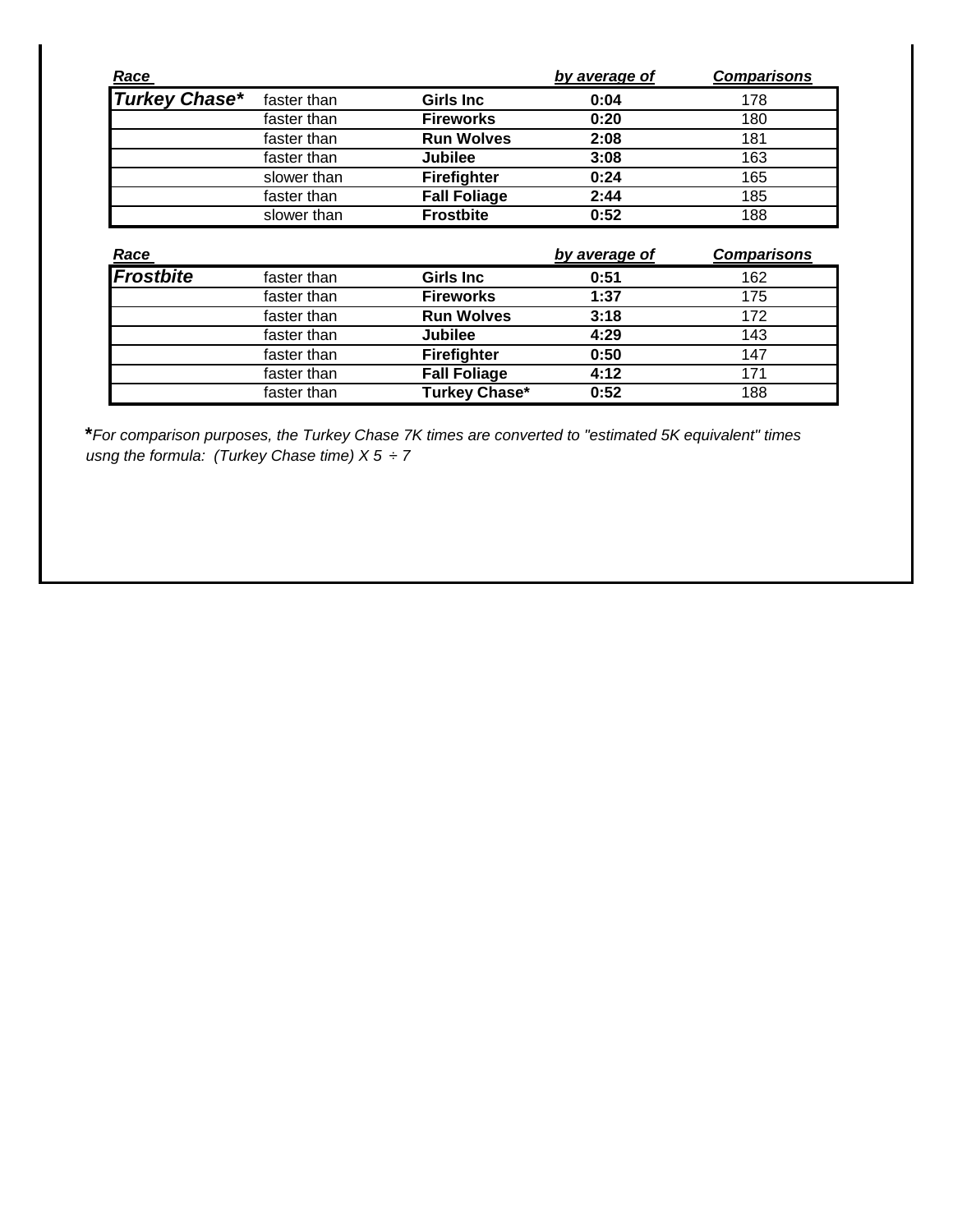| ***Race*** | | | ***by average of*** | ***Comparisons*** |
|---|---|---|---|---|
| ***Turkey Chase**** | faster than | **Girls Inc** | **0:04** | 178 |
| | faster than | **Fireworks** | **0:20** | 180 |
| | faster than | **Run Wolves** | **2:08** | 181 |
| | faster than | **Jubilee** | **3:08** | 163 |
| | slower than | **Firefighter** | **0:24** | 165 |
| | faster than | **Fall Foliage** | **2:44** | 185 |
| | slower than | **Frostbite** | **0:52** | 188 |

| ***Race*** | | | ***by average of*** | ***Comparisons*** |
|---|---|---|---|---|
| ***Frostbite*** | faster than | **Girls Inc** | **0:51** | 162 |
| | faster than | **Fireworks** | **1:37** | 175 |
| | faster than | **Run Wolves** | **3:18** | 172 |
| | faster than | **Jubilee** | **4:29** | 143 |
| | faster than | **Firefighter** | **0:50** | 147 |
| | faster than | **Fall Foliage** | **4:12** | 171 |
| | faster than | **Turkey Chase*** | **0:52** | 188 |

*****For comparison purposes, the Turkey Chase 7K times are converted to "estimated 5K equivalent" times usng the formula: (Turkey Chase time) X 5 ÷ 7*